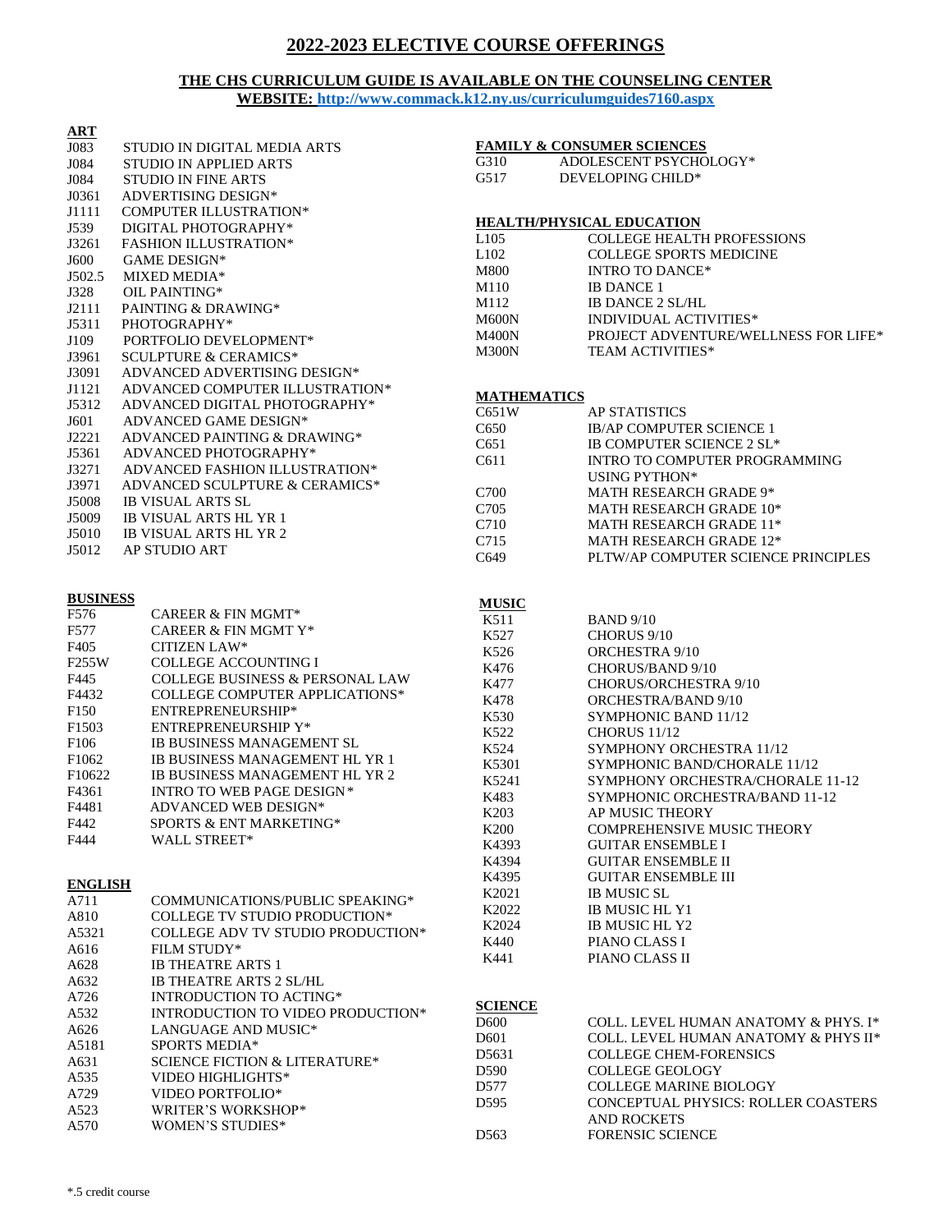# 2022-2023 ELECTIVE COURSE OFFERINGS

**THE CHS CURRICULUM GUIDE IS AVAILABLE ON THE COUNSELING CENTER WEBSITE: http://www.commack.k12.ny.us/curriculumguides7160.aspx**

## ART

| Code | Course |
|---|---|
| J083 | STUDIO IN DIGITAL MEDIA ARTS |
| J084 | STUDIO IN APPLIED ARTS |
| J084 | STUDIO IN FINE ARTS |
| J0361 | ADVERTISING DESIGN* |
| J1111 | COMPUTER ILLUSTRATION* |
| J539 | DIGITAL PHOTOGRAPHY* |
| J3261 | FASHION ILLUSTRATION* |
| J600 | GAME DESIGN* |
| J502.5 | MIXED MEDIA* |
| J328 | OIL PAINTING* |
| J2111 | PAINTING & DRAWING* |
| J5311 | PHOTOGRAPHY* |
| J109 | PORTFOLIO DEVELOPMENT* |
| J3961 | SCULPTURE & CERAMICS* |
| J3091 | ADVANCED ADVERTISING DESIGN* |
| J1121 | ADVANCED COMPUTER ILLUSTRATION* |
| J5312 | ADVANCED DIGITAL PHOTOGRAPHY* |
| J601 | ADVANCED GAME DESIGN* |
| J2221 | ADVANCED PAINTING & DRAWING* |
| J5361 | ADVANCED PHOTOGRAPHY* |
| J3271 | ADVANCED FASHION ILLUSTRATION* |
| J3971 | ADVANCED SCULPTURE & CERAMICS* |
| J5008 | IB VISUAL ARTS SL |
| J5009 | IB VISUAL ARTS HL YR 1 |
| J5010 | IB VISUAL ARTS HL YR 2 |
| J5012 | AP STUDIO ART |

## BUSINESS

| Code | Course |
|---|---|
| F576 | CAREER & FIN MGMT* |
| F577 | CAREER & FIN MGMT Y* |
| F405 | CITIZEN LAW* |
| F255W | COLLEGE ACCOUNTING I |
| F445 | COLLEGE BUSINESS & PERSONAL LAW |
| F4432 | COLLEGE COMPUTER APPLICATIONS* |
| F150 | ENTREPRENEURSHIP* |
| F1503 | ENTREPRENEURSHIP Y* |
| F106 | IB BUSINESS MANAGEMENT SL |
| F1062 | IB BUSINESS MANAGEMENT HL YR 1 |
| F10622 | IB BUSINESS MANAGEMENT HL YR 2 |
| F4361 | INTRO TO WEB PAGE DESIGN* |
| F4481 | ADVANCED WEB DESIGN* |
| F442 | SPORTS & ENT MARKETING* |
| F444 | WALL STREET* |

## ENGLISH

| Code | Course |
|---|---|
| A711 | COMMUNICATIONS/PUBLIC SPEAKING* |
| A810 | COLLEGE TV STUDIO PRODUCTION* |
| A5321 | COLLEGE ADV TV STUDIO PRODUCTION* |
| A616 | FILM STUDY* |
| A628 | IB THEATRE ARTS 1 |
| A632 | IB THEATRE ARTS 2 SL/HL |
| A726 | INTRODUCTION TO ACTING* |
| A532 | INTRODUCTION TO VIDEO PRODUCTION* |
| A626 | LANGUAGE AND MUSIC* |
| A5181 | SPORTS MEDIA* |
| A631 | SCIENCE FICTION & LITERATURE* |
| A535 | VIDEO HIGHLIGHTS* |
| A729 | VIDEO PORTFOLIO* |
| A523 | WRITER'S WORKSHOP* |
| A570 | WOMEN'S STUDIES* |

## FAMILY & CONSUMER SCIENCES

| Code | Course |
|---|---|
| G310 | ADOLESCENT PSYCHOLOGY* |
| G517 | DEVELOPING CHILD* |

## HEALTH/PHYSICAL EDUCATION

| Code | Course |
|---|---|
| L105 | COLLEGE HEALTH PROFESSIONS |
| L102 | COLLEGE SPORTS MEDICINE |
| M800 | INTRO TO DANCE* |
| M110 | IB DANCE 1 |
| M112 | IB DANCE 2 SL/HL |
| M600N | INDIVIDUAL ACTIVITIES* |
| M400N | PROJECT ADVENTURE/WELLNESS FOR LIFE* |
| M300N | TEAM ACTIVITIES* |

## MATHEMATICS

| Code | Course |
|---|---|
| C651W | AP STATISTICS |
| C650 | IB/AP COMPUTER SCIENCE 1 |
| C651 | IB COMPUTER SCIENCE 2 SL* |
| C611 | INTRO TO COMPUTER PROGRAMMING USING PYTHON* |
| C700 | MATH RESEARCH GRADE 9* |
| C705 | MATH RESEARCH GRADE 10* |
| C710 | MATH RESEARCH GRADE 11* |
| C715 | MATH RESEARCH GRADE 12* |
| C649 | PLTW/AP COMPUTER SCIENCE PRINCIPLES |

## MUSIC

| Code | Course |
|---|---|
| K511 | BAND 9/10 |
| K527 | CHORUS 9/10 |
| K526 | ORCHESTRA 9/10 |
| K476 | CHORUS/BAND 9/10 |
| K477 | CHORUS/ORCHESTRA 9/10 |
| K478 | ORCHESTRA/BAND 9/10 |
| K530 | SYMPHONIC BAND 11/12 |
| K522 | CHORUS 11/12 |
| K524 | SYMPHONY ORCHESTRA 11/12 |
| K5301 | SYMPHONIC BAND/CHORALE 11/12 |
| K5241 | SYMPHONIC ORCHESTRA/CHORALE 11-12 |
| K483 | SYMPHONIC ORCHESTRA/BAND 11-12 |
| K203 | AP MUSIC THEORY |
| K200 | COMPREHENSIVE MUSIC THEORY |
| K4393 | GUITAR ENSEMBLE I |
| K4394 | GUITAR ENSEMBLE II |
| K4395 | GUITAR ENSEMBLE III |
| K2021 | IB MUSIC SL |
| K2022 | IB MUSIC HL Y1 |
| K2024 | IB MUSIC HL Y2 |
| K440 | PIANO CLASS I |
| K441 | PIANO CLASS II |

## SCIENCE

| Code | Course |
|---|---|
| D600 | COLL. LEVEL HUMAN ANATOMY & PHYS. I* |
| D601 | COLL. LEVEL HUMAN ANATOMY & PHYS II* |
| D5631 | COLLEGE CHEM-FORENSICS |
| D590 | COLLEGE GEOLOGY |
| D577 | COLLEGE MARINE BIOLOGY |
| D595 | CONCEPTUAL PHYSICS: ROLLER COASTERS AND ROCKETS |
| D563 | FORENSIC SCIENCE |

*.5 credit course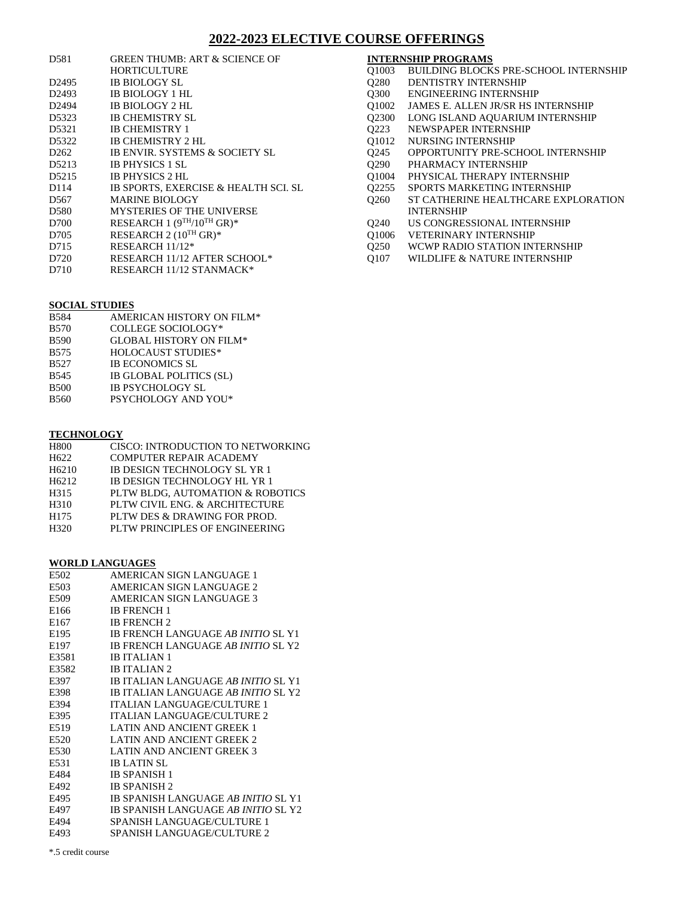## 2022-2023 ELECTIVE COURSE OFFERINGS

| | |
|---|---|
| D581 | GREEN THUMB: ART & SCIENCE OF HORTICULTURE |
| D2495 | IB BIOLOGY SL |
| D2493 | IB BIOLOGY 1 HL |
| D2494 | IB BIOLOGY 2 HL |
| D5323 | IB CHEMISTRY SL |
| D5321 | IB CHEMISTRY 1 |
| D5322 | IB CHEMISTRY 2 HL |
| D262 | IB ENVIR. SYSTEMS & SOCIETY SL |
| D5213 | IB PHYSICS 1 SL |
| D5215 | IB PHYSICS 2 HL |
| D114 | IB SPORTS, EXERCISE & HEALTH SCI. SL |
| D567 | MARINE BIOLOGY |
| D580 | MYSTERIES OF THE UNIVERSE |
| D700 | RESEARCH 1 (9TH/10TH GR)* |
| D705 | RESEARCH 2 (10TH GR)* |
| D715 | RESEARCH 11/12* |
| D720 | RESEARCH 11/12 AFTER SCHOOL* |
| D710 | RESEARCH 11/12 STANMACK* |

**SOCIAL STUDIES**

| | |
|---|---|
| B584 | AMERICAN HISTORY ON FILM* |
| B570 | COLLEGE SOCIOLOGY* |
| B590 | GLOBAL HISTORY ON FILM* |
| B575 | HOLOCAUST STUDIES* |
| B527 | IB ECONOMICS SL |
| B545 | IB GLOBAL POLITICS (SL) |
| B500 | IB PSYCHOLOGY SL |
| B560 | PSYCHOLOGY AND YOU* |

**TECHNOLOGY**

| | |
|---|---|
| H800 | CISCO: INTRODUCTION TO NETWORKING |
| H622 | COMPUTER REPAIR ACADEMY |
| H6210 | IB DESIGN TECHNOLOGY SL YR 1 |
| H6212 | IB DESIGN TECHNOLOGY HL YR 1 |
| H315 | PLTW BLDG, AUTOMATION & ROBOTICS |
| H310 | PLTW CIVIL ENG. & ARCHITECTURE |
| H175 | PLTW DES & DRAWING FOR PROD. |
| H320 | PLTW PRINCIPLES OF ENGINEERING |

**WORLD LANGUAGES**

| | |
|---|---|
| E502 | AMERICAN SIGN LANGUAGE 1 |
| E503 | AMERICAN SIGN LANGUAGE 2 |
| E509 | AMERICAN SIGN LANGUAGE 3 |
| E166 | IB FRENCH 1 |
| E167 | IB FRENCH 2 |
| E195 | IB FRENCH LANGUAGE *AB INITIO* SL Y1 |
| E197 | IB FRENCH LANGUAGE *AB INITIO* SL Y2 |
| E3581 | IB ITALIAN 1 |
| E3582 | IB ITALIAN 2 |
| E397 | IB ITALIAN LANGUAGE *AB INITIO* SL Y1 |
| E398 | IB ITALIAN LANGUAGE *AB INITIO* SL Y2 |
| E394 | ITALIAN LANGUAGE/CULTURE 1 |
| E395 | ITALIAN LANGUAGE/CULTURE 2 |
| E519 | LATIN AND ANCIENT GREEK 1 |
| E520 | LATIN AND ANCIENT GREEK 2 |
| E530 | LATIN AND ANCIENT GREEK 3 |
| E531 | IB LATIN SL |
| E484 | IB SPANISH 1 |
| E492 | IB SPANISH 2 |
| E495 | IB SPANISH LANGUAGE *AB INITIO* SL Y1 |
| E497 | IB SPANISH LANGUAGE *AB INITIO* SL Y2 |
| E494 | SPANISH LANGUAGE/CULTURE 1 |
| E493 | SPANISH LANGUAGE/CULTURE 2 |

**INTERNSHIP PROGRAMS**

| | |
|---|---|
| Q1003 | BUILDING BLOCKS PRE-SCHOOL INTERNSHIP |
| Q280 | DENTISTRY INTERNSHIP |
| Q300 | ENGINEERING INTERNSHIP |
| Q1002 | JAMES E. ALLEN JR/SR HS INTERNSHIP |
| Q2300 | LONG ISLAND AQUARIUM INTERNSHIP |
| Q223 | NEWSPAPER INTERNSHIP |
| Q1012 | NURSING INTERNSHIP |
| Q245 | OPPORTUNITY PRE-SCHOOL INTERNSHIP |
| Q290 | PHARMACY INTERNSHIP |
| Q1004 | PHYSICAL THERAPY INTERNSHIP |
| Q2255 | SPORTS MARKETING INTERNSHIP |
| Q260 | ST CATHERINE HEALTHCARE EXPLORATION INTERNSHIP |
| Q240 | US CONGRESSIONAL INTERNSHIP |
| Q1006 | VETERINARY INTERNSHIP |
| Q250 | WCWP RADIO STATION INTERNSHIP |
| Q107 | WILDLIFE & NATURE INTERNSHIP |

*.5 credit course